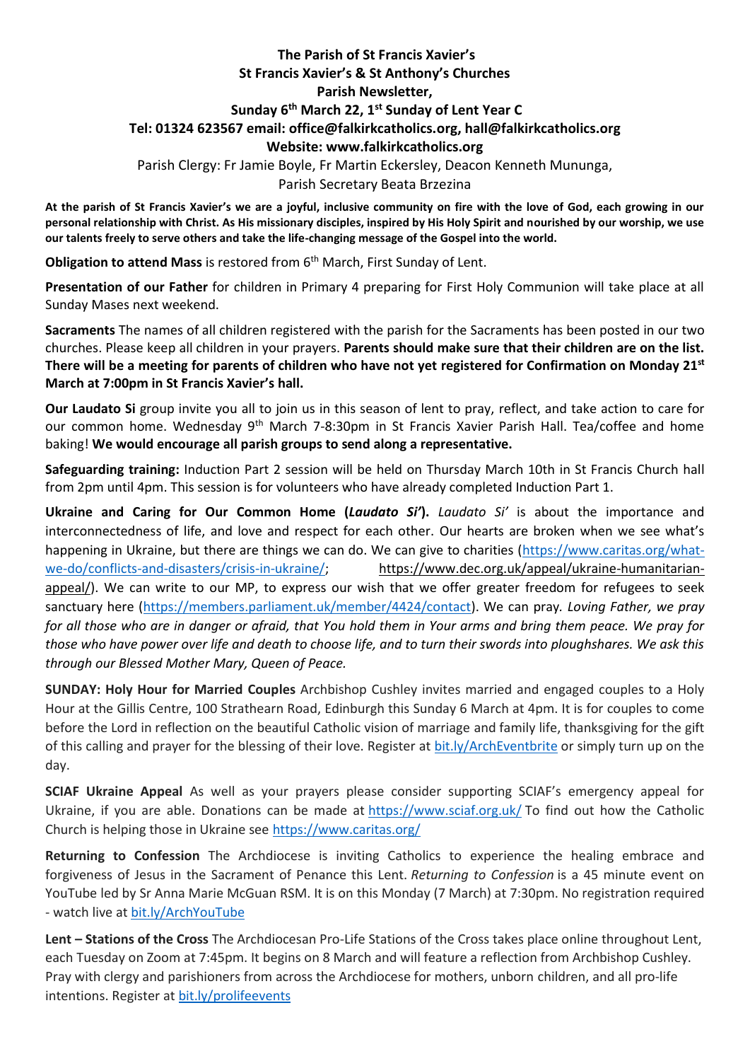**The Parish of St Francis Xavier's**
**St Francis Xavier's & St Anthony's Churches**
**Parish Newsletter,**
**Sunday 6th March 22, 1st Sunday of Lent Year C**
**Tel: 01324 623567 email: office@falkirkcatholics.org, hall@falkirkcatholics.org**
**Website: www.falkirkcatholics.org**

Parish Clergy: Fr Jamie Boyle, Fr Martin Eckersley, Deacon Kenneth Mununga,
Parish Secretary Beata Brzezina

**At the parish of St Francis Xavier's we are a joyful, inclusive community on fire with the love of God, each growing in our personal relationship with Christ. As His missionary disciples, inspired by His Holy Spirit and nourished by our worship, we use our talents freely to serve others and take the life-changing message of the Gospel into the world.**

**Obligation to attend Mass** is restored from 6th March, First Sunday of Lent.

**Presentation of our Father** for children in Primary 4 preparing for First Holy Communion will take place at all Sunday Mases next weekend.

**Sacraments** The names of all children registered with the parish for the Sacraments has been posted in our two churches. Please keep all children in your prayers. **Parents should make sure that their children are on the list. There will be a meeting for parents of children who have not yet registered for Confirmation on Monday 21st March at 7:00pm in St Francis Xavier's hall.**

**Our Laudato Si** group invite you all to join us in this season of lent to pray, reflect, and take action to care for our common home. Wednesday 9th March 7-8:30pm in St Francis Xavier Parish Hall. Tea/coffee and home baking! **We would encourage all parish groups to send along a representative.**

**Safeguarding training:** Induction Part 2 session will be held on Thursday March 10th in St Francis Church hall from 2pm until 4pm. This session is for volunteers who have already completed Induction Part 1.

**Ukraine and Caring for Our Common Home (*Laudato Si'*).** *Laudato Si'* is about the importance and interconnectedness of life, and love and respect for each other. Our hearts are broken when we see what's happening in Ukraine, but there are things we can do. We can give to charities (https://www.caritas.org/what-we-do/conflicts-and-disasters/crisis-in-ukraine/; https://www.dec.org.uk/appeal/ukraine-humanitarian-appeal/). We can write to our MP, to express our wish that we offer greater freedom for refugees to seek sanctuary here (https://members.parliament.uk/member/4424/contact). We can pray. *Loving Father, we pray for all those who are in danger or afraid, that You hold them in Your arms and bring them peace. We pray for those who have power over life and death to choose life, and to turn their swords into ploughshares. We ask this through our Blessed Mother Mary, Queen of Peace.*

**SUNDAY: Holy Hour for Married Couples** Archbishop Cushley invites married and engaged couples to a Holy Hour at the Gillis Centre, 100 Strathearn Road, Edinburgh this Sunday 6 March at 4pm. It is for couples to come before the Lord in reflection on the beautiful Catholic vision of marriage and family life, thanksgiving for the gift of this calling and prayer for the blessing of their love. Register at bit.ly/ArchEventbrite or simply turn up on the day.

**SCIAF Ukraine Appeal** As well as your prayers please consider supporting SCIAF's emergency appeal for Ukraine, if you are able. Donations can be made at https://www.sciaf.org.uk/ To find out how the Catholic Church is helping those in Ukraine see https://www.caritas.org/

**Returning to Confession** The Archdiocese is inviting Catholics to experience the healing embrace and forgiveness of Jesus in the Sacrament of Penance this Lent. *Returning to Confession* is a 45 minute event on YouTube led by Sr Anna Marie McGuan RSM. It is on this Monday (7 March) at 7:30pm. No registration required - watch live at bit.ly/ArchYouTube

**Lent – Stations of the Cross** The Archdiocesan Pro-Life Stations of the Cross takes place online throughout Lent, each Tuesday on Zoom at 7:45pm. It begins on 8 March and will feature a reflection from Archbishop Cushley. Pray with clergy and parishioners from across the Archdiocese for mothers, unborn children, and all pro-life intentions. Register at bit.ly/prolifeevents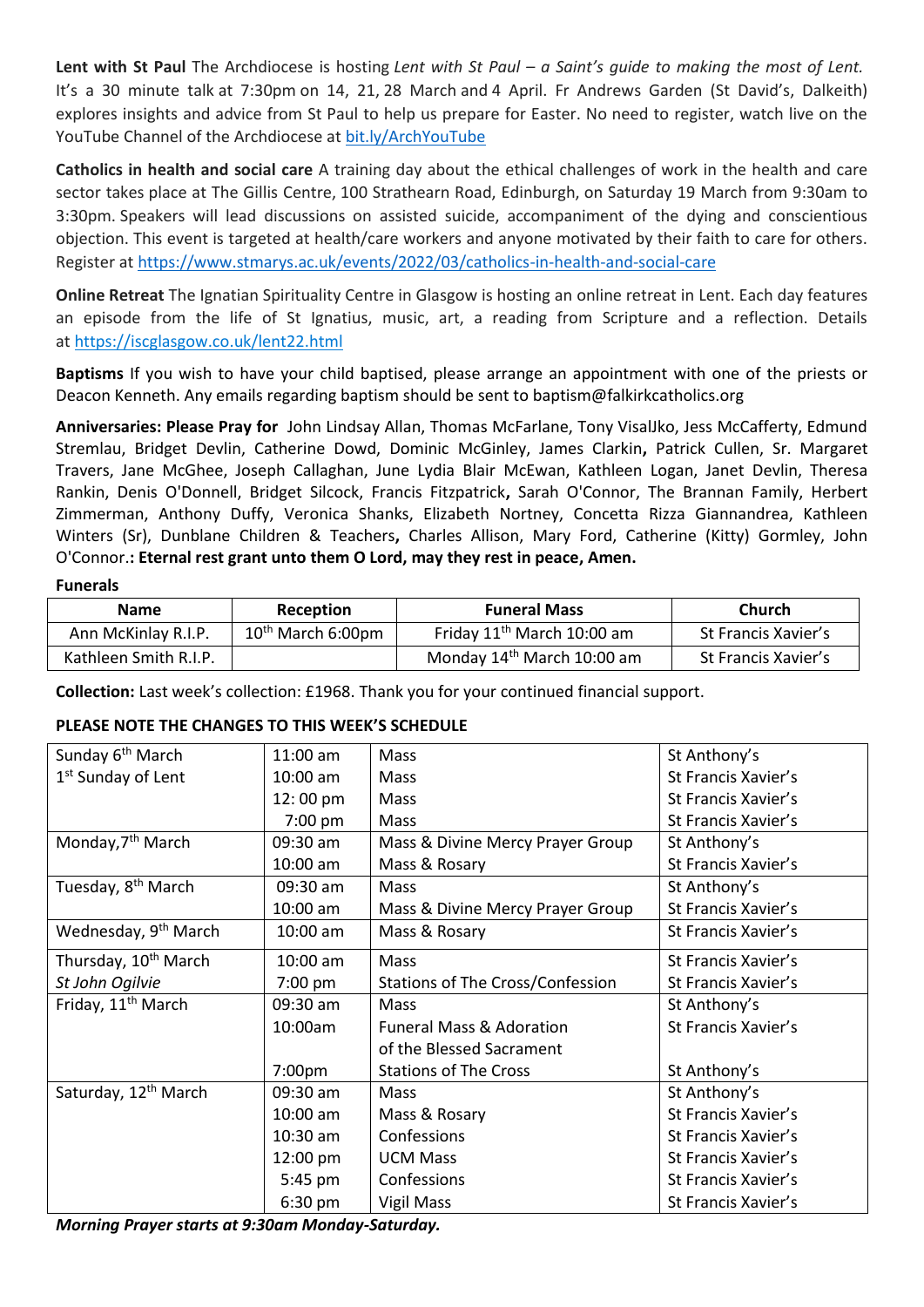**Lent with St Paul** The Archdiocese is hosting *Lent with St Paul – a Saint's guide to making the most of Lent.* It's a 30 minute talk at 7:30pm on 14, 21, 28 March and 4 April. Fr Andrews Garden (St David's, Dalkeith) explores insights and advice from St Paul to help us prepare for Easter. No need to register, watch live on the YouTube Channel of the Archdiocese at bit.ly/ArchYouTube

**Catholics in health and social care** A training day about the ethical challenges of work in the health and care sector takes place at The Gillis Centre, 100 Strathearn Road, Edinburgh, on Saturday 19 March from 9:30am to 3:30pm. Speakers will lead discussions on assisted suicide, accompaniment of the dying and conscientious objection. This event is targeted at health/care workers and anyone motivated by their faith to care for others. Register at https://www.stmarys.ac.uk/events/2022/03/catholics-in-health-and-social-care

**Online Retreat** The Ignatian Spirituality Centre in Glasgow is hosting an online retreat in Lent. Each day features an episode from the life of St Ignatius, music, art, a reading from Scripture and a reflection. Details at https://iscglasgow.co.uk/lent22.html

**Baptisms** If you wish to have your child baptised, please arrange an appointment with one of the priests or Deacon Kenneth. Any emails regarding baptism should be sent to baptism@falkirkcatholics.org

**Anniversaries: Please Pray for** John Lindsay Allan, Thomas McFarlane, Tony VisalJko, Jess McCafferty, Edmund Stremlau, Bridget Devlin, Catherine Dowd, Dominic McGinley, James Clarkin**,** Patrick Cullen, Sr. Margaret Travers, Jane McGhee, Joseph Callaghan, June Lydia Blair McEwan, Kathleen Logan, Janet Devlin, Theresa Rankin, Denis O'Donnell, Bridget Silcock, Francis Fitzpatrick**,** Sarah O'Connor, The Brannan Family, Herbert Zimmerman, Anthony Duffy, Veronica Shanks, Elizabeth Nortney, Concetta Rizza Giannandrea, Kathleen Winters (Sr), Dunblane Children & Teachers**,** Charles Allison, Mary Ford, Catherine (Kitty) Gormley, John O'Connor.**: Eternal rest grant unto them O Lord, may they rest in peace, Amen.**

**Funerals**

| Name | Reception | Funeral Mass | Church |
|---|---|---|---|
| Ann McKinlay R.I.P. | 10th March 6:00pm | Friday 11th March 10:00 am | St Francis Xavier's |
| Kathleen Smith R.I.P. | | Monday 14th March 10:00 am | St Francis Xavier's |

**Collection:** Last week's collection: £1968. Thank you for your continued financial support.

**PLEASE NOTE THE CHANGES TO THIS WEEK'S SCHEDULE**

| | | | |
|---|---|---|---|
| Sunday 6th March | 11:00 am | Mass | St Anthony's |
| 1st Sunday of Lent | 10:00 am | Mass | St Francis Xavier's |
| | 12: 00 pm | Mass | St Francis Xavier's |
| | 7:00 pm | Mass | St Francis Xavier's |
| Monday, 7th March | 09:30 am | Mass & Divine Mercy Prayer Group | St Anthony's |
| | 10:00 am | Mass & Rosary | St Francis Xavier's |
| Tuesday, 8th March | 09:30 am | Mass | St Anthony's |
| | 10:00 am | Mass & Divine Mercy Prayer Group | St Francis Xavier's |
| Wednesday, 9th March | 10:00 am | Mass & Rosary | St Francis Xavier's |
| Thursday, 10th March | 10:00 am | Mass | St Francis Xavier's |
| *St John Ogilvie* | 7:00 pm | Stations of The Cross/Confession | St Francis Xavier's |
| Friday, 11th March | 09:30 am | Mass | St Anthony's |
| | 10:00am | Funeral Mass & Adoration of the Blessed Sacrament | St Francis Xavier's |
| | 7:00pm | Stations of The Cross | St Anthony's |
| Saturday, 12th March | 09:30 am | Mass | St Anthony's |
| | 10:00 am | Mass & Rosary | St Francis Xavier's |
| | 10:30 am | Confessions | St Francis Xavier's |
| | 12:00 pm | UCM Mass | St Francis Xavier's |
| | 5:45 pm | Confessions | St Francis Xavier's |
| | 6:30 pm | Vigil Mass | St Francis Xavier's |

***Morning Prayer starts at 9:30am Monday-Saturday.***